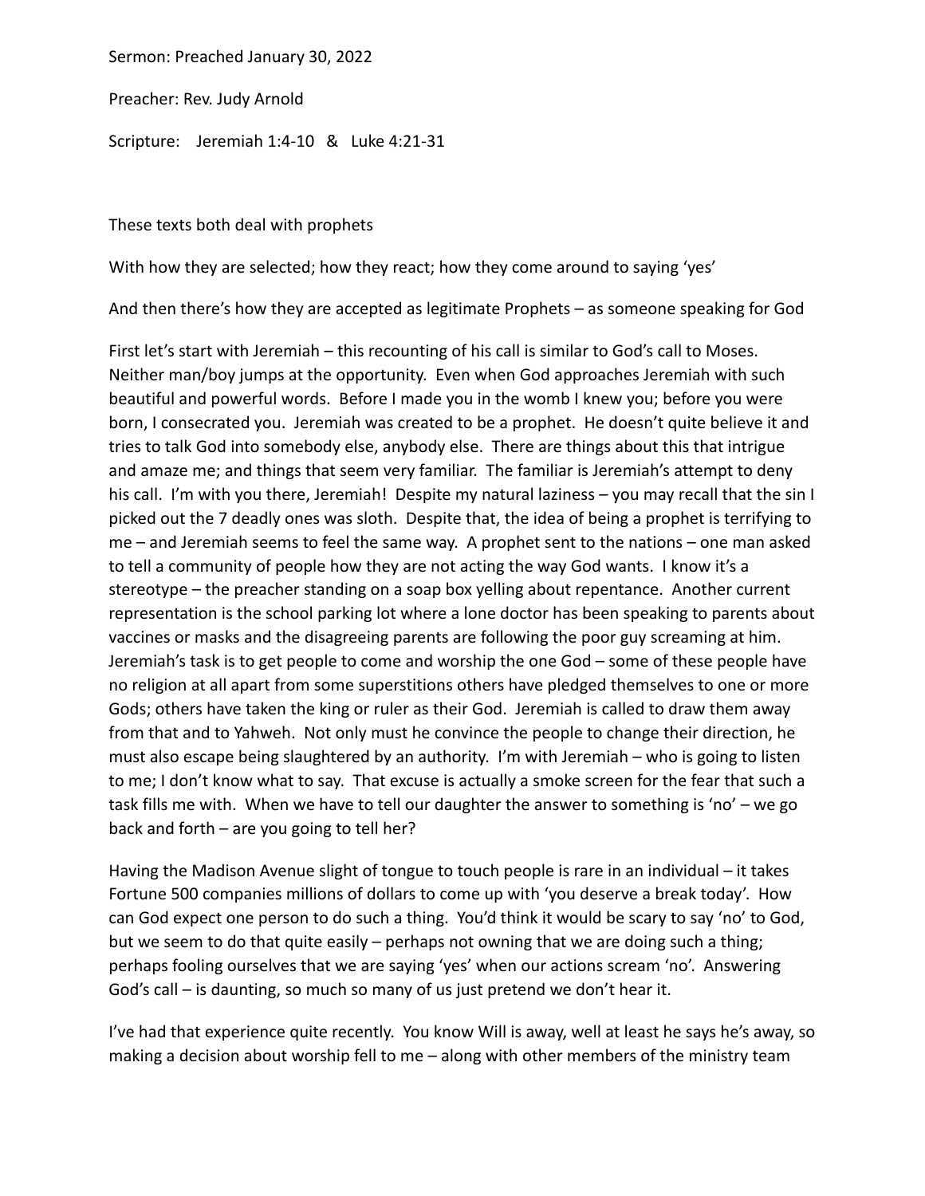Sermon: Preached January 30, 2022

Preacher: Rev. Judy Arnold

Scripture: Jeremiah 1:4-10 & Luke 4:21-31

These texts both deal with prophets

With how they are selected; how they react; how they come around to saying 'yes'

And then there's how they are accepted as legitimate Prophets – as someone speaking for God

First let's start with Jeremiah – this recounting of his call is similar to God's call to Moses. Neither man/boy jumps at the opportunity. Even when God approaches Jeremiah with such beautiful and powerful words. Before I made you in the womb I knew you; before you were born, I consecrated you. Jeremiah was created to be a prophet. He doesn't quite believe it and tries to talk God into somebody else, anybody else. There are things about this that intrigue and amaze me; and things that seem very familiar. The familiar is Jeremiah's attempt to deny his call. I'm with you there, Jeremiah! Despite my natural laziness – you may recall that the sin I picked out the 7 deadly ones was sloth. Despite that, the idea of being a prophet is terrifying to me – and Jeremiah seems to feel the same way. A prophet sent to the nations – one man asked to tell a community of people how they are not acting the way God wants. I know it's a stereotype – the preacher standing on a soap box yelling about repentance. Another current representation is the school parking lot where a lone doctor has been speaking to parents about vaccines or masks and the disagreeing parents are following the poor guy screaming at him. Jeremiah's task is to get people to come and worship the one God – some of these people have no religion at all apart from some superstitions others have pledged themselves to one or more Gods; others have taken the king or ruler as their God. Jeremiah is called to draw them away from that and to Yahweh. Not only must he convince the people to change their direction, he must also escape being slaughtered by an authority. I'm with Jeremiah – who is going to listen to me; I don't know what to say. That excuse is actually a smoke screen for the fear that such a task fills me with. When we have to tell our daughter the answer to something is 'no' – we go back and forth – are you going to tell her?

Having the Madison Avenue slight of tongue to touch people is rare in an individual – it takes Fortune 500 companies millions of dollars to come up with 'you deserve a break today'. How can God expect one person to do such a thing. You'd think it would be scary to say 'no' to God, but we seem to do that quite easily – perhaps not owning that we are doing such a thing; perhaps fooling ourselves that we are saying 'yes' when our actions scream 'no'. Answering God's call – is daunting, so much so many of us just pretend we don't hear it.

I've had that experience quite recently. You know Will is away, well at least he says he's away, so making a decision about worship fell to me – along with other members of the ministry team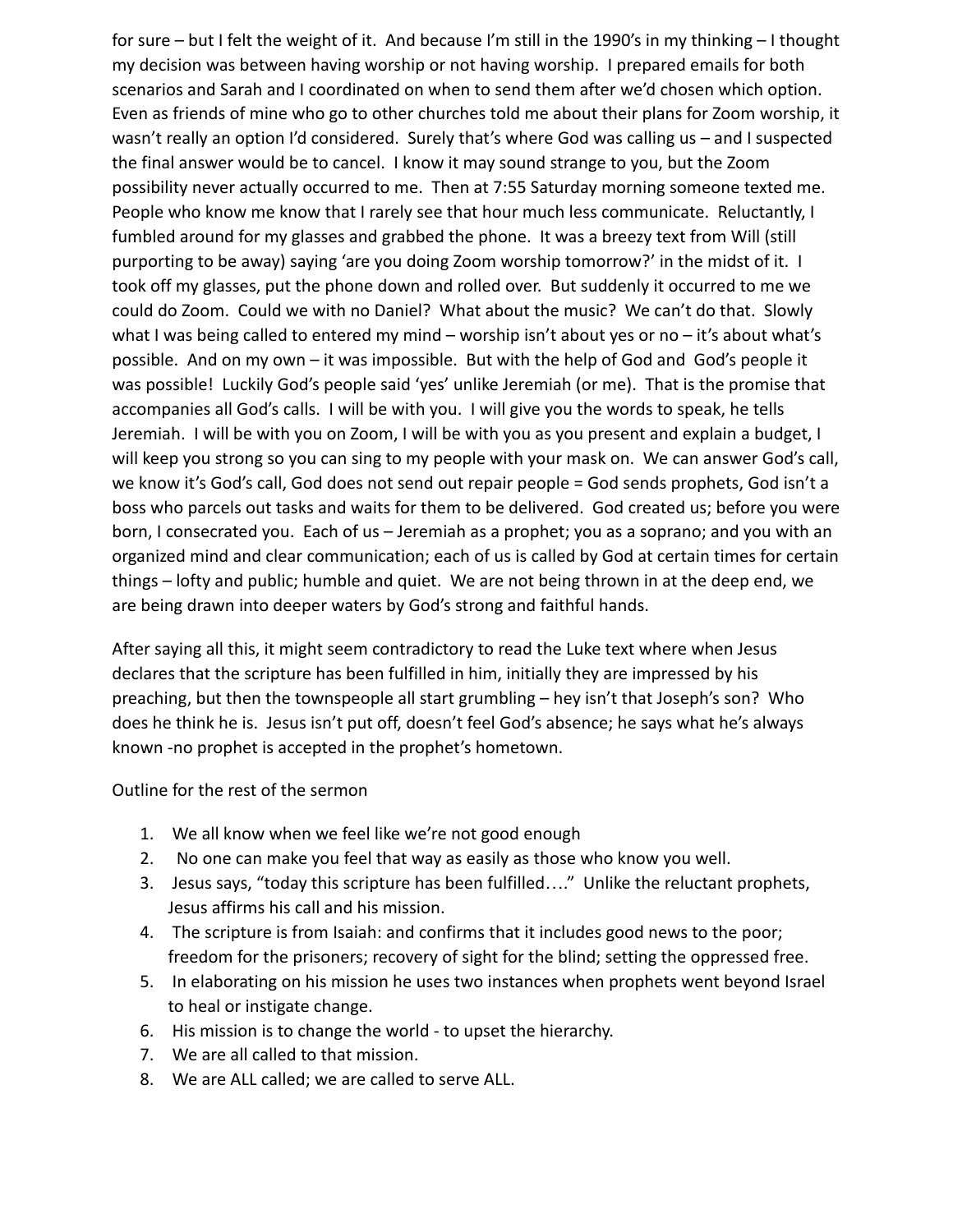for sure – but I felt the weight of it. And because I'm still in the 1990's in my thinking – I thought my decision was between having worship or not having worship. I prepared emails for both scenarios and Sarah and I coordinated on when to send them after we'd chosen which option. Even as friends of mine who go to other churches told me about their plans for Zoom worship, it wasn't really an option I'd considered. Surely that's where God was calling us – and I suspected the final answer would be to cancel. I know it may sound strange to you, but the Zoom possibility never actually occurred to me. Then at 7:55 Saturday morning someone texted me. People who know me know that I rarely see that hour much less communicate. Reluctantly, I fumbled around for my glasses and grabbed the phone. It was a breezy text from Will (still purporting to be away) saying 'are you doing Zoom worship tomorrow?' in the midst of it. I took off my glasses, put the phone down and rolled over. But suddenly it occurred to me we could do Zoom. Could we with no Daniel? What about the music? We can't do that. Slowly what I was being called to entered my mind – worship isn't about yes or no – it's about what's possible. And on my own – it was impossible. But with the help of God and God's people it was possible! Luckily God's people said 'yes' unlike Jeremiah (or me). That is the promise that accompanies all God's calls. I will be with you. I will give you the words to speak, he tells Jeremiah. I will be with you on Zoom, I will be with you as you present and explain a budget, I will keep you strong so you can sing to my people with your mask on. We can answer God's call, we know it's God's call, God does not send out repair people = God sends prophets, God isn't a boss who parcels out tasks and waits for them to be delivered. God created us; before you were born, I consecrated you. Each of us – Jeremiah as a prophet; you as a soprano; and you with an organized mind and clear communication; each of us is called by God at certain times for certain things – lofty and public; humble and quiet. We are not being thrown in at the deep end, we are being drawn into deeper waters by God's strong and faithful hands.

After saying all this, it might seem contradictory to read the Luke text where when Jesus declares that the scripture has been fulfilled in him, initially they are impressed by his preaching, but then the townspeople all start grumbling – hey isn't that Joseph's son? Who does he think he is. Jesus isn't put off, doesn't feel God's absence; he says what he's always known -no prophet is accepted in the prophet's hometown.

Outline for the rest of the sermon

1. We all know when we feel like we're not good enough
2. No one can make you feel that way as easily as those who know you well.
3. Jesus says, "today this scripture has been fulfilled…." Unlike the reluctant prophets, Jesus affirms his call and his mission.
4. The scripture is from Isaiah: and confirms that it includes good news to the poor; freedom for the prisoners; recovery of sight for the blind; setting the oppressed free.
5. In elaborating on his mission he uses two instances when prophets went beyond Israel to heal or instigate change.
6. His mission is to change the world - to upset the hierarchy.
7. We are all called to that mission.
8. We are ALL called; we are called to serve ALL.